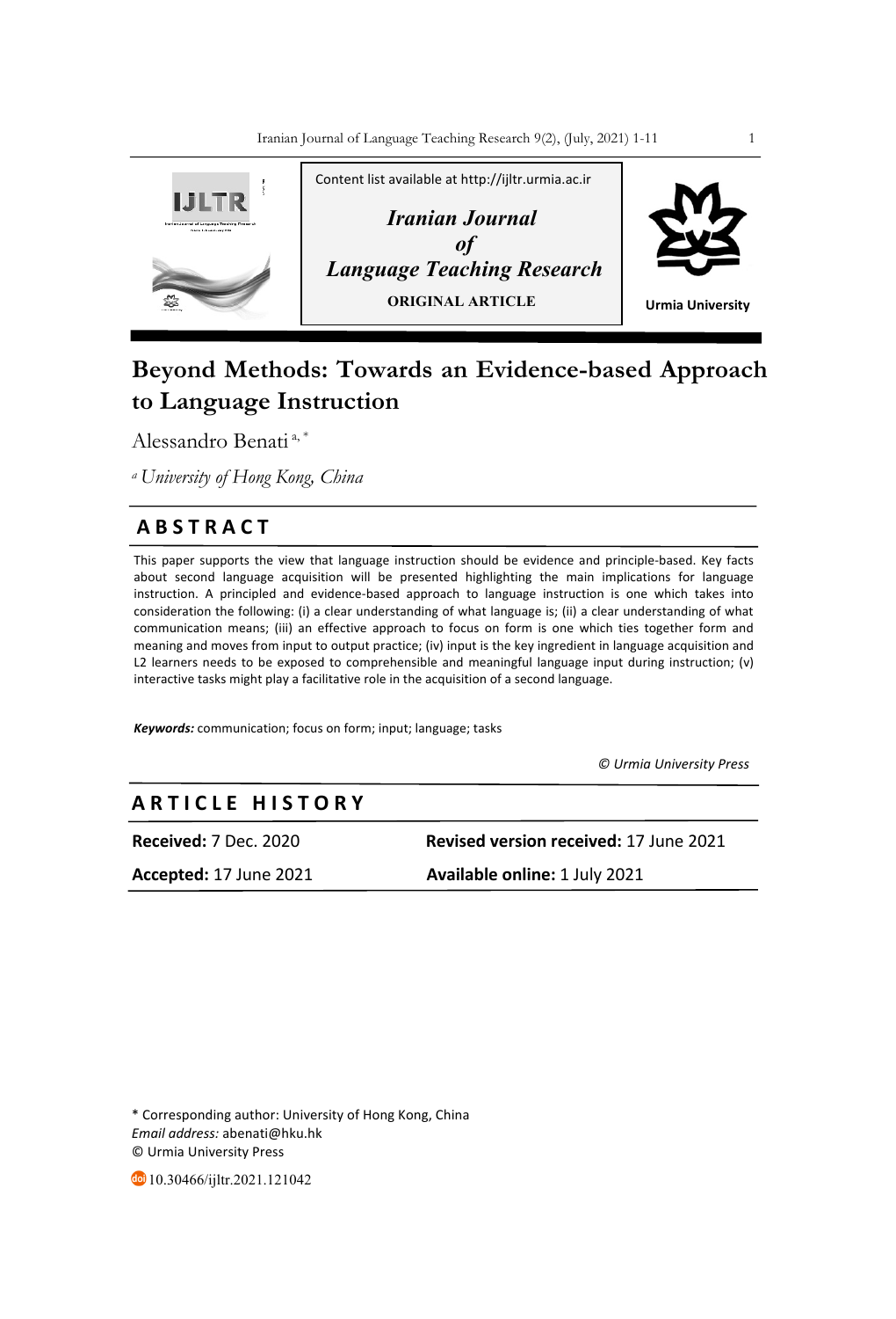Content list available at http://ijltr.urmia.ac.ir

*Iranian Journal of Language Teaching Research*

**ORIGINAL ARTICLE**

Urmia University

# Beyond Methods: Towards an Evidence-based Approach to Language Instruction

Alessandro Benati [a, *]

[a] *University of Hong Kong, China*

## ABSTRACT

This paper supports the view that language instruction should be evidence and principle-based. Key facts about second language acquisition will be presented highlighting the main implications for language instruction. A principled and evidence-based approach to language instruction is one which takes into consideration the following: (i) a clear understanding of what language is; (ii) a clear understanding of what communication means; (iii) an effective approach to focus on form is one which ties together form and meaning and moves from input to output practice; (iv) input is the key ingredient in language acquisition and L2 learners needs to be exposed to comprehensible and meaningful language input during instruction; (v) interactive tasks might play a facilitative role in the acquisition of a second language.

***Keywords:*** communication; focus on form; input; language; tasks

*© Urmia University Press*

## ARTICLE HISTORY

**Received:** 7 Dec. 2020

**Revised version received:** 17 June 2021

**Accepted:** 17 June 2021

**Available online:** 1 July 2021

\* Corresponding author: University of Hong Kong, China

*Email address:* abenati@hku.hk

© Urmia University Press

10.30466/ijltr.2021.121042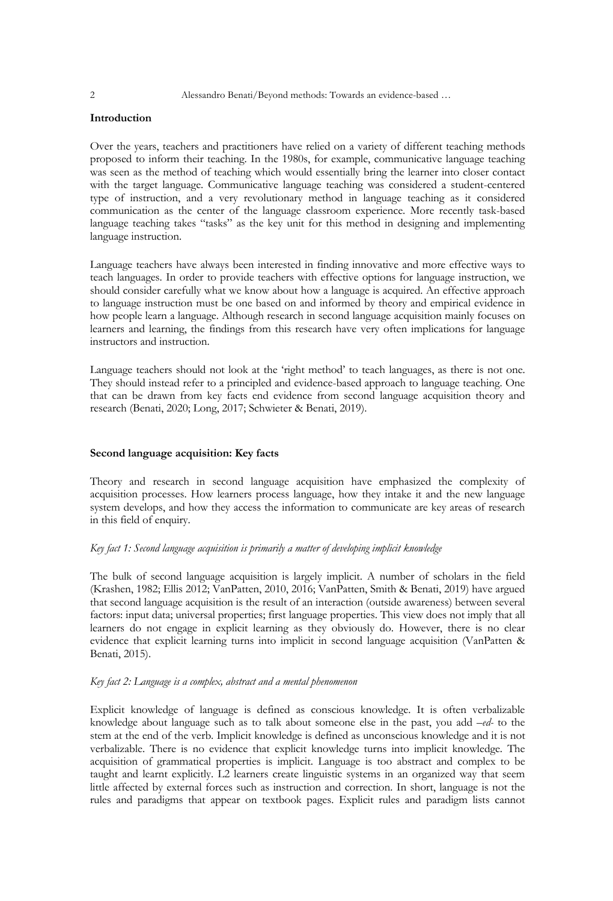## Introduction

Over the years, teachers and practitioners have relied on a variety of different teaching methods proposed to inform their teaching. In the 1980s, for example, communicative language teaching was seen as the method of teaching which would essentially bring the learner into closer contact with the target language. Communicative language teaching was considered a student-centered type of instruction, and a very revolutionary method in language teaching as it considered communication as the center of the language classroom experience. More recently task-based language teaching takes "tasks" as the key unit for this method in designing and implementing language instruction.

Language teachers have always been interested in finding innovative and more effective ways to teach languages. In order to provide teachers with effective options for language instruction, we should consider carefully what we know about how a language is acquired. An effective approach to language instruction must be one based on and informed by theory and empirical evidence in how people learn a language. Although research in second language acquisition mainly focuses on learners and learning, the findings from this research have very often implications for language instructors and instruction.

Language teachers should not look at the 'right method' to teach languages, as there is not one. They should instead refer to a principled and evidence-based approach to language teaching. One that can be drawn from key facts end evidence from second language acquisition theory and research (Benati, 2020; Long, 2017; Schwieter & Benati, 2019).

## Second language acquisition: Key facts

Theory and research in second language acquisition have emphasized the complexity of acquisition processes. How learners process language, how they intake it and the new language system develops, and how they access the information to communicate are key areas of research in this field of enquiry.

### *Key fact 1: Second language acquisition is primarily a matter of developing implicit knowledge*

The bulk of second language acquisition is largely implicit. A number of scholars in the field (Krashen, 1982; Ellis 2012; VanPatten, 2010, 2016; VanPatten, Smith & Benati, 2019) have argued that second language acquisition is the result of an interaction (outside awareness) between several factors: input data; universal properties; first language properties. This view does not imply that all learners do not engage in explicit learning as they obviously do. However, there is no clear evidence that explicit learning turns into implicit in second language acquisition (VanPatten & Benati, 2015).

### *Key fact 2: Language is a complex, abstract and a mental phenomenon*

Explicit knowledge of language is defined as conscious knowledge. It is often verbalizable knowledge about language such as to talk about someone else in the past, you add *–ed-* to the stem at the end of the verb. Implicit knowledge is defined as unconscious knowledge and it is not verbalizable. There is no evidence that explicit knowledge turns into implicit knowledge. The acquisition of grammatical properties is implicit. Language is too abstract and complex to be taught and learnt explicitly. L2 learners create linguistic systems in an organized way that seem little affected by external forces such as instruction and correction. In short, language is not the rules and paradigms that appear on textbook pages. Explicit rules and paradigm lists cannot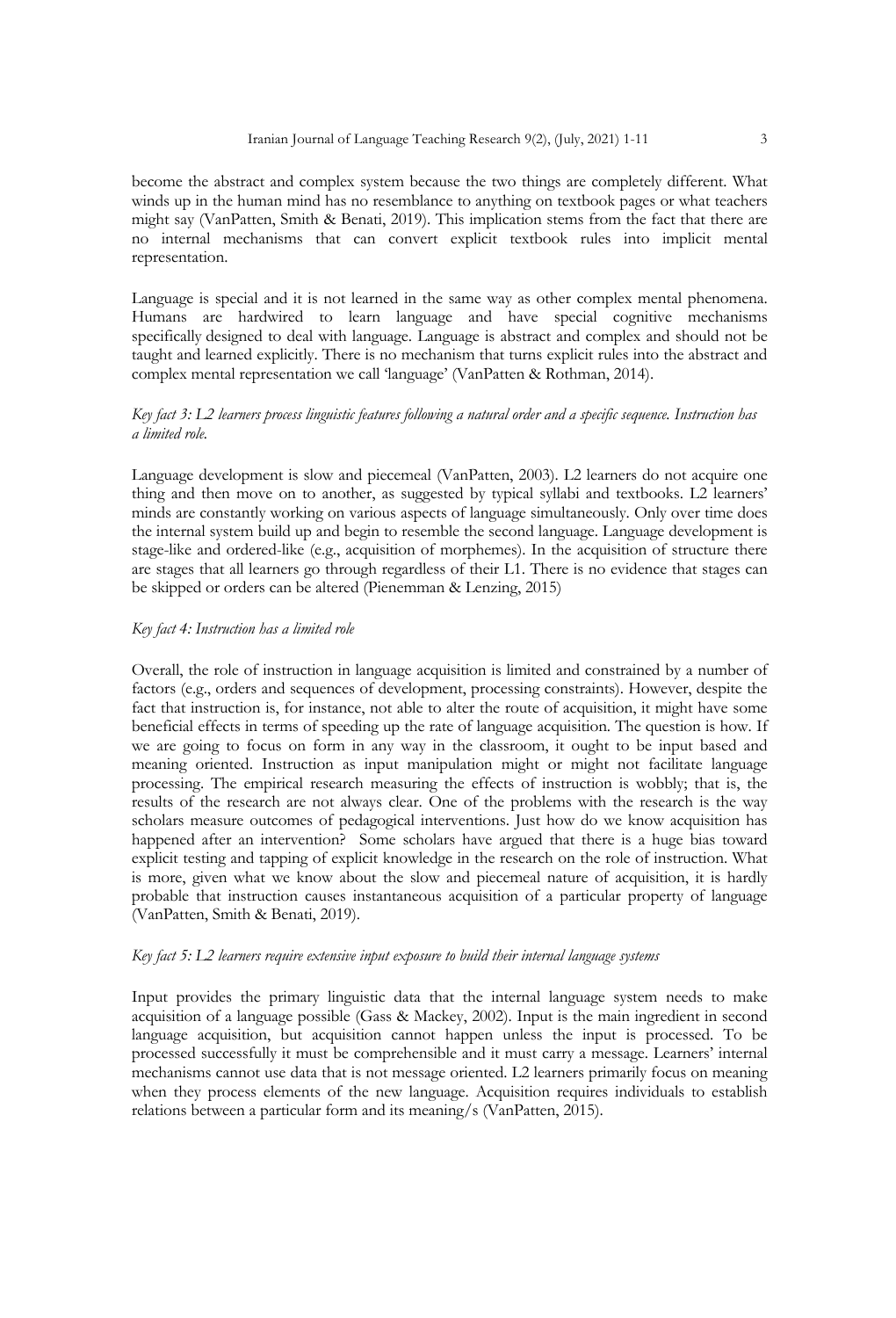become the abstract and complex system because the two things are completely different. What winds up in the human mind has no resemblance to anything on textbook pages or what teachers might say (VanPatten, Smith & Benati, 2019). This implication stems from the fact that there are no internal mechanisms that can convert explicit textbook rules into implicit mental representation.

Language is special and it is not learned in the same way as other complex mental phenomena. Humans are hardwired to learn language and have special cognitive mechanisms specifically designed to deal with language. Language is abstract and complex and should not be taught and learned explicitly. There is no mechanism that turns explicit rules into the abstract and complex mental representation we call 'language' (VanPatten & Rothman, 2014).

*Key fact 3: L2 learners process linguistic features following a natural order and a specific sequence. Instruction has a limited role.*

Language development is slow and piecemeal (VanPatten, 2003). L2 learners do not acquire one thing and then move on to another, as suggested by typical syllabi and textbooks. L2 learners' minds are constantly working on various aspects of language simultaneously. Only over time does the internal system build up and begin to resemble the second language. Language development is stage-like and ordered-like (e.g., acquisition of morphemes). In the acquisition of structure there are stages that all learners go through regardless of their L1. There is no evidence that stages can be skipped or orders can be altered (Pienemman & Lenzing, 2015)

*Key fact 4: Instruction has a limited role*

Overall, the role of instruction in language acquisition is limited and constrained by a number of factors (e.g., orders and sequences of development, processing constraints). However, despite the fact that instruction is, for instance, not able to alter the route of acquisition, it might have some beneficial effects in terms of speeding up the rate of language acquisition. The question is how. If we are going to focus on form in any way in the classroom, it ought to be input based and meaning oriented. Instruction as input manipulation might or might not facilitate language processing. The empirical research measuring the effects of instruction is wobbly; that is, the results of the research are not always clear. One of the problems with the research is the way scholars measure outcomes of pedagogical interventions. Just how do we know acquisition has happened after an intervention? Some scholars have argued that there is a huge bias toward explicit testing and tapping of explicit knowledge in the research on the role of instruction. What is more, given what we know about the slow and piecemeal nature of acquisition, it is hardly probable that instruction causes instantaneous acquisition of a particular property of language (VanPatten, Smith & Benati, 2019).

*Key fact 5: L2 learners require extensive input exposure to build their internal language systems*

Input provides the primary linguistic data that the internal language system needs to make acquisition of a language possible (Gass & Mackey, 2002). Input is the main ingredient in second language acquisition, but acquisition cannot happen unless the input is processed. To be processed successfully it must be comprehensible and it must carry a message. Learners' internal mechanisms cannot use data that is not message oriented. L2 learners primarily focus on meaning when they process elements of the new language. Acquisition requires individuals to establish relations between a particular form and its meaning/s (VanPatten, 2015).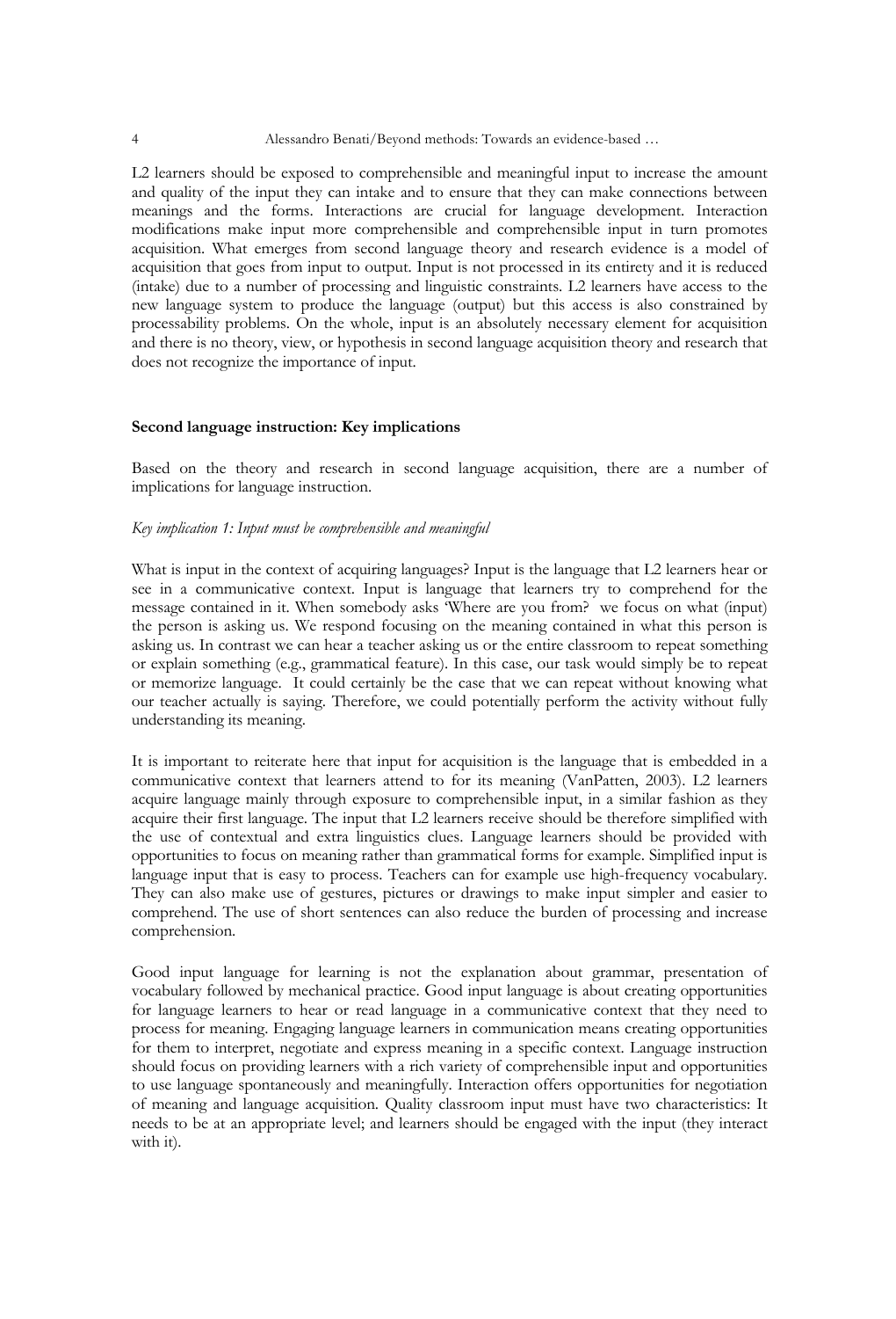L2 learners should be exposed to comprehensible and meaningful input to increase the amount and quality of the input they can intake and to ensure that they can make connections between meanings and the forms. Interactions are crucial for language development. Interaction modifications make input more comprehensible and comprehensible input in turn promotes acquisition. What emerges from second language theory and research evidence is a model of acquisition that goes from input to output. Input is not processed in its entirety and it is reduced (intake) due to a number of processing and linguistic constraints. L2 learners have access to the new language system to produce the language (output) but this access is also constrained by processability problems. On the whole, input is an absolutely necessary element for acquisition and there is no theory, view, or hypothesis in second language acquisition theory and research that does not recognize the importance of input.

## Second language instruction: Key implications

Based on the theory and research in second language acquisition, there are a number of implications for language instruction.

### *Key implication 1: Input must be comprehensible and meaningful*

What is input in the context of acquiring languages? Input is the language that L2 learners hear or see in a communicative context. Input is language that learners try to comprehend for the message contained in it. When somebody asks 'Where are you from? we focus on what (input) the person is asking us. We respond focusing on the meaning contained in what this person is asking us. In contrast we can hear a teacher asking us or the entire classroom to repeat something or explain something (e.g., grammatical feature). In this case, our task would simply be to repeat or memorize language. It could certainly be the case that we can repeat without knowing what our teacher actually is saying. Therefore, we could potentially perform the activity without fully understanding its meaning.

It is important to reiterate here that input for acquisition is the language that is embedded in a communicative context that learners attend to for its meaning (VanPatten, 2003). L2 learners acquire language mainly through exposure to comprehensible input, in a similar fashion as they acquire their first language. The input that L2 learners receive should be therefore simplified with the use of contextual and extra linguistics clues. Language learners should be provided with opportunities to focus on meaning rather than grammatical forms for example. Simplified input is language input that is easy to process. Teachers can for example use high-frequency vocabulary. They can also make use of gestures, pictures or drawings to make input simpler and easier to comprehend. The use of short sentences can also reduce the burden of processing and increase comprehension.

Good input language for learning is not the explanation about grammar, presentation of vocabulary followed by mechanical practice. Good input language is about creating opportunities for language learners to hear or read language in a communicative context that they need to process for meaning. Engaging language learners in communication means creating opportunities for them to interpret, negotiate and express meaning in a specific context. Language instruction should focus on providing learners with a rich variety of comprehensible input and opportunities to use language spontaneously and meaningfully. Interaction offers opportunities for negotiation of meaning and language acquisition. Quality classroom input must have two characteristics: It needs to be at an appropriate level; and learners should be engaged with the input (they interact with it).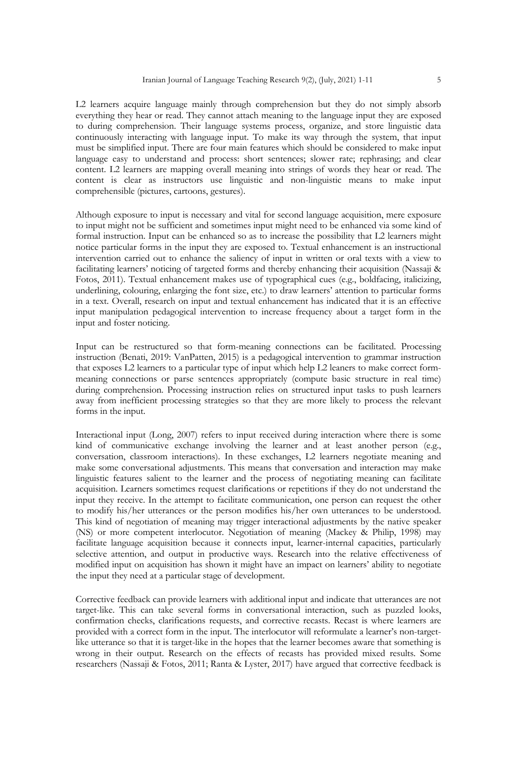L2 learners acquire language mainly through comprehension but they do not simply absorb everything they hear or read. They cannot attach meaning to the language input they are exposed to during comprehension. Their language systems process, organize, and store linguistic data continuously interacting with language input. To make its way through the system, that input must be simplified input. There are four main features which should be considered to make input language easy to understand and process: short sentences; slower rate; rephrasing; and clear content. L2 learners are mapping overall meaning into strings of words they hear or read. The content is clear as instructors use linguistic and non-linguistic means to make input comprehensible (pictures, cartoons, gestures).

Although exposure to input is necessary and vital for second language acquisition, mere exposure to input might not be sufficient and sometimes input might need to be enhanced via some kind of formal instruction. Input can be enhanced so as to increase the possibility that L2 learners might notice particular forms in the input they are exposed to. Textual enhancement is an instructional intervention carried out to enhance the saliency of input in written or oral texts with a view to facilitating learners' noticing of targeted forms and thereby enhancing their acquisition (Nassaji & Fotos, 2011). Textual enhancement makes use of typographical cues (e.g., boldfacing, italicizing, underlining, colouring, enlarging the font size, etc.) to draw learners' attention to particular forms in a text. Overall, research on input and textual enhancement has indicated that it is an effective input manipulation pedagogical intervention to increase frequency about a target form in the input and foster noticing.

Input can be restructured so that form-meaning connections can be facilitated. Processing instruction (Benati, 2019: VanPatten, 2015) is a pedagogical intervention to grammar instruction that exposes L2 learners to a particular type of input which help L2 leaners to make correct form-meaning connections or parse sentences appropriately (compute basic structure in real time) during comprehension. Processing instruction relies on structured input tasks to push learners away from inefficient processing strategies so that they are more likely to process the relevant forms in the input.

Interactional input (Long, 2007) refers to input received during interaction where there is some kind of communicative exchange involving the learner and at least another person (e.g., conversation, classroom interactions). In these exchanges, L2 learners negotiate meaning and make some conversational adjustments. This means that conversation and interaction may make linguistic features salient to the learner and the process of negotiating meaning can facilitate acquisition. Learners sometimes request clarifications or repetitions if they do not understand the input they receive. In the attempt to facilitate communication, one person can request the other to modify his/her utterances or the person modifies his/her own utterances to be understood. This kind of negotiation of meaning may trigger interactional adjustments by the native speaker (NS) or more competent interlocutor. Negotiation of meaning (Mackey & Philip, 1998) may facilitate language acquisition because it connects input, learner-internal capacities, particularly selective attention, and output in productive ways. Research into the relative effectiveness of modified input on acquisition has shown it might have an impact on learners' ability to negotiate the input they need at a particular stage of development.

Corrective feedback can provide learners with additional input and indicate that utterances are not target-like. This can take several forms in conversational interaction, such as puzzled looks, confirmation checks, clarifications requests, and corrective recasts. Recast is where learners are provided with a correct form in the input. The interlocutor will reformulate a learner's non-target-like utterance so that it is target-like in the hopes that the learner becomes aware that something is wrong in their output. Research on the effects of recasts has provided mixed results. Some researchers (Nassaji & Fotos, 2011; Ranta & Lyster, 2017) have argued that corrective feedback is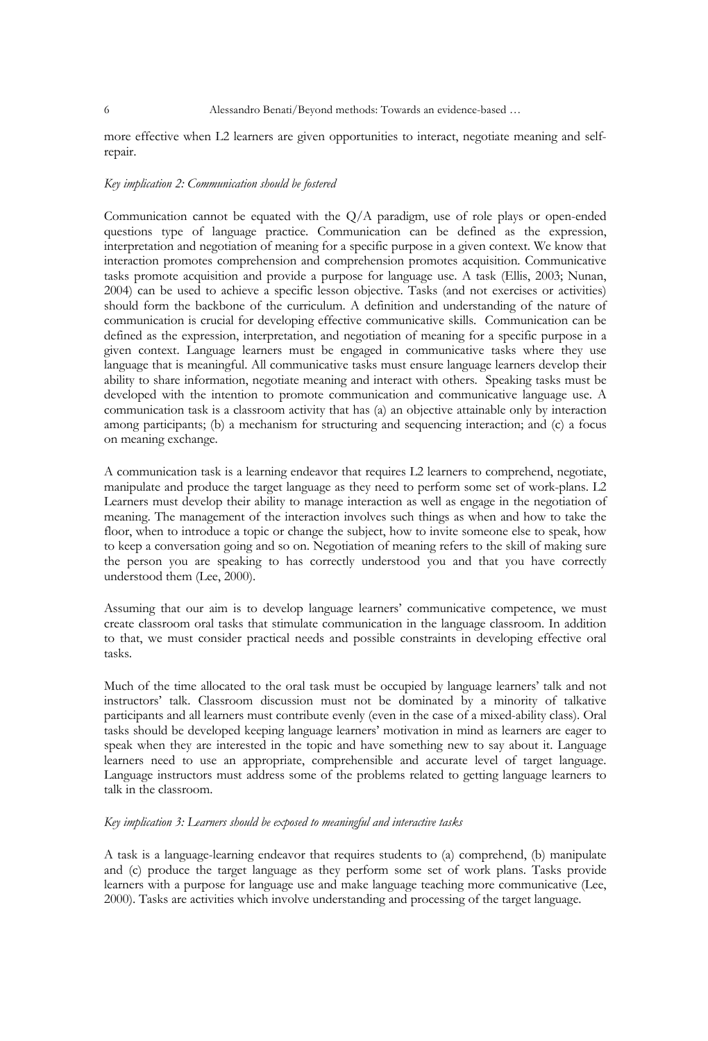more effective when L2 learners are given opportunities to interact, negotiate meaning and self-repair.

*Key implication 2: Communication should be fostered*

Communication cannot be equated with the Q/A paradigm, use of role plays or open-ended questions type of language practice. Communication can be defined as the expression, interpretation and negotiation of meaning for a specific purpose in a given context. We know that interaction promotes comprehension and comprehension promotes acquisition. Communicative tasks promote acquisition and provide a purpose for language use. A task (Ellis, 2003; Nunan, 2004) can be used to achieve a specific lesson objective. Tasks (and not exercises or activities) should form the backbone of the curriculum. A definition and understanding of the nature of communication is crucial for developing effective communicative skills. Communication can be defined as the expression, interpretation, and negotiation of meaning for a specific purpose in a given context. Language learners must be engaged in communicative tasks where they use language that is meaningful. All communicative tasks must ensure language learners develop their ability to share information, negotiate meaning and interact with others. Speaking tasks must be developed with the intention to promote communication and communicative language use. A communication task is a classroom activity that has (a) an objective attainable only by interaction among participants; (b) a mechanism for structuring and sequencing interaction; and (c) a focus on meaning exchange.

A communication task is a learning endeavor that requires L2 learners to comprehend, negotiate, manipulate and produce the target language as they need to perform some set of work-plans. L2 Learners must develop their ability to manage interaction as well as engage in the negotiation of meaning. The management of the interaction involves such things as when and how to take the floor, when to introduce a topic or change the subject, how to invite someone else to speak, how to keep a conversation going and so on. Negotiation of meaning refers to the skill of making sure the person you are speaking to has correctly understood you and that you have correctly understood them (Lee, 2000).

Assuming that our aim is to develop language learners' communicative competence, we must create classroom oral tasks that stimulate communication in the language classroom. In addition to that, we must consider practical needs and possible constraints in developing effective oral tasks.

Much of the time allocated to the oral task must be occupied by language learners' talk and not instructors' talk. Classroom discussion must not be dominated by a minority of talkative participants and all learners must contribute evenly (even in the case of a mixed-ability class). Oral tasks should be developed keeping language learners' motivation in mind as learners are eager to speak when they are interested in the topic and have something new to say about it. Language learners need to use an appropriate, comprehensible and accurate level of target language. Language instructors must address some of the problems related to getting language learners to talk in the classroom.

*Key implication 3: Learners should be exposed to meaningful and interactive tasks*

A task is a language-learning endeavor that requires students to (a) comprehend, (b) manipulate and (c) produce the target language as they perform some set of work plans. Tasks provide learners with a purpose for language use and make language teaching more communicative (Lee, 2000). Tasks are activities which involve understanding and processing of the target language.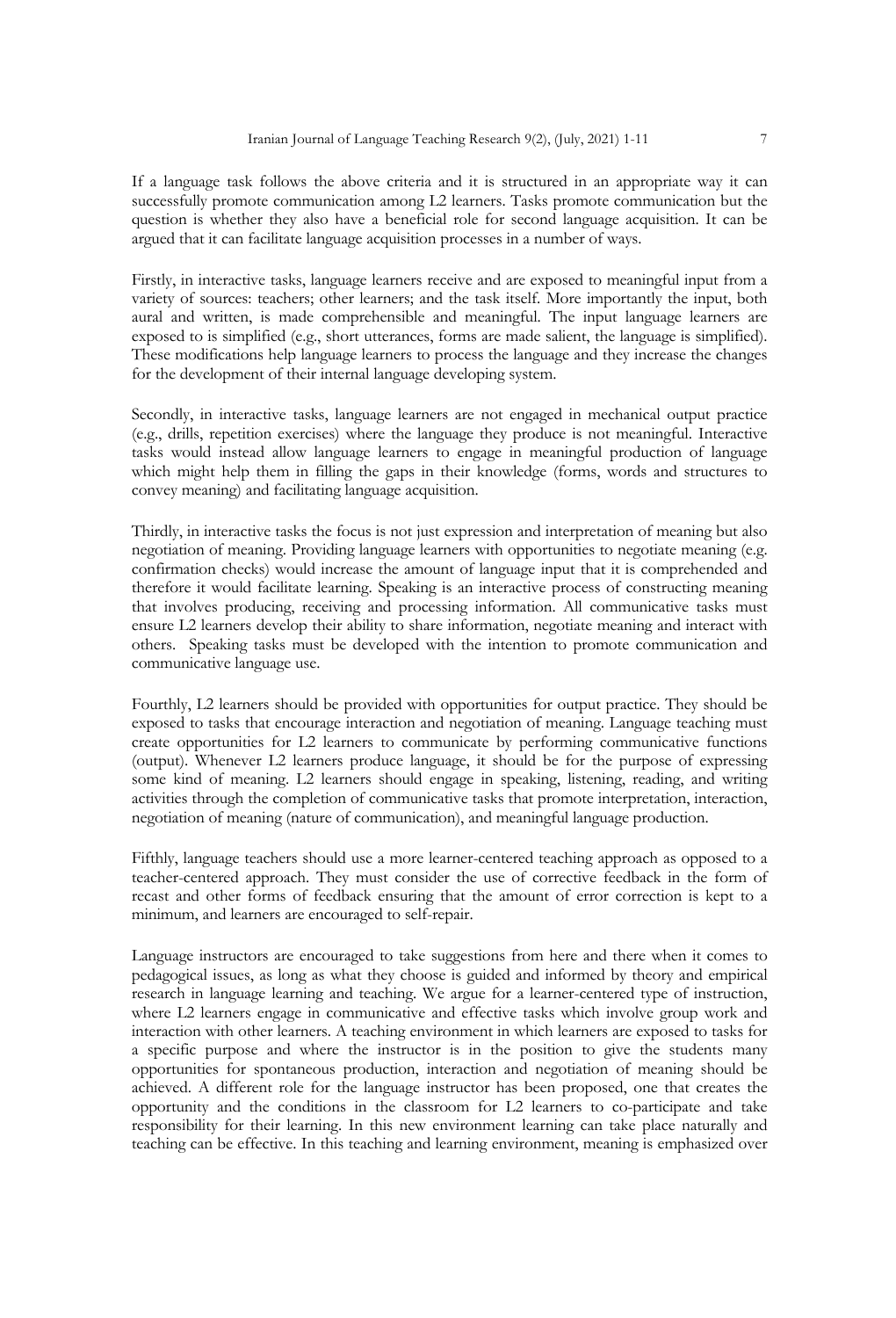If a language task follows the above criteria and it is structured in an appropriate way it can successfully promote communication among L2 learners. Tasks promote communication but the question is whether they also have a beneficial role for second language acquisition. It can be argued that it can facilitate language acquisition processes in a number of ways.

Firstly, in interactive tasks, language learners receive and are exposed to meaningful input from a variety of sources: teachers; other learners; and the task itself. More importantly the input, both aural and written, is made comprehensible and meaningful. The input language learners are exposed to is simplified (e.g., short utterances, forms are made salient, the language is simplified). These modifications help language learners to process the language and they increase the changes for the development of their internal language developing system.

Secondly, in interactive tasks, language learners are not engaged in mechanical output practice (e.g., drills, repetition exercises) where the language they produce is not meaningful. Interactive tasks would instead allow language learners to engage in meaningful production of language which might help them in filling the gaps in their knowledge (forms, words and structures to convey meaning) and facilitating language acquisition.

Thirdly, in interactive tasks the focus is not just expression and interpretation of meaning but also negotiation of meaning. Providing language learners with opportunities to negotiate meaning (e.g. confirmation checks) would increase the amount of language input that it is comprehended and therefore it would facilitate learning. Speaking is an interactive process of constructing meaning that involves producing, receiving and processing information. All communicative tasks must ensure L2 learners develop their ability to share information, negotiate meaning and interact with others. Speaking tasks must be developed with the intention to promote communication and communicative language use.

Fourthly, L2 learners should be provided with opportunities for output practice. They should be exposed to tasks that encourage interaction and negotiation of meaning. Language teaching must create opportunities for L2 learners to communicate by performing communicative functions (output). Whenever L2 learners produce language, it should be for the purpose of expressing some kind of meaning. L2 learners should engage in speaking, listening, reading, and writing activities through the completion of communicative tasks that promote interpretation, interaction, negotiation of meaning (nature of communication), and meaningful language production.

Fifthly, language teachers should use a more learner-centered teaching approach as opposed to a teacher-centered approach. They must consider the use of corrective feedback in the form of recast and other forms of feedback ensuring that the amount of error correction is kept to a minimum, and learners are encouraged to self-repair.

Language instructors are encouraged to take suggestions from here and there when it comes to pedagogical issues, as long as what they choose is guided and informed by theory and empirical research in language learning and teaching. We argue for a learner-centered type of instruction, where L2 learners engage in communicative and effective tasks which involve group work and interaction with other learners. A teaching environment in which learners are exposed to tasks for a specific purpose and where the instructor is in the position to give the students many opportunities for spontaneous production, interaction and negotiation of meaning should be achieved. A different role for the language instructor has been proposed, one that creates the opportunity and the conditions in the classroom for L2 learners to co-participate and take responsibility for their learning. In this new environment learning can take place naturally and teaching can be effective. In this teaching and learning environment, meaning is emphasized over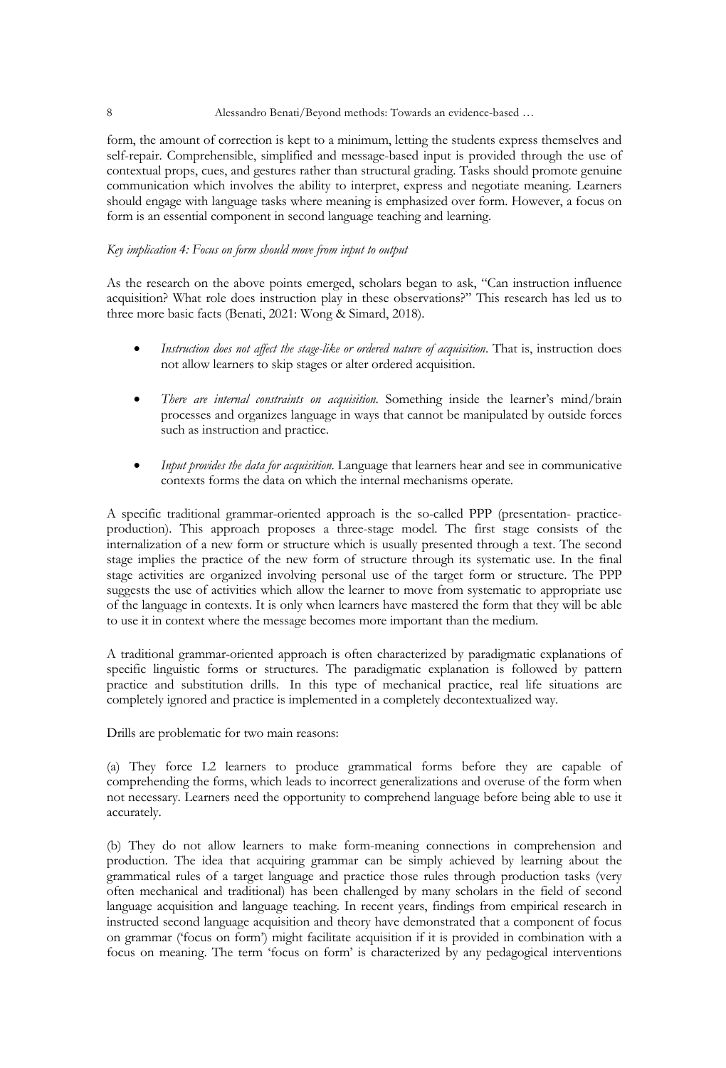form, the amount of correction is kept to a minimum, letting the students express themselves and self-repair. Comprehensible, simplified and message-based input is provided through the use of contextual props, cues, and gestures rather than structural grading. Tasks should promote genuine communication which involves the ability to interpret, express and negotiate meaning. Learners should engage with language tasks where meaning is emphasized over form. However, a focus on form is an essential component in second language teaching and learning.

*Key implication 4: Focus on form should move from input to output*

As the research on the above points emerged, scholars began to ask, "Can instruction influence acquisition? What role does instruction play in these observations?" This research has led us to three more basic facts (Benati, 2021: Wong & Simard, 2018).

- *Instruction does not affect the stage-like or ordered nature of acquisition.* That is, instruction does not allow learners to skip stages or alter ordered acquisition.
- *There are internal constraints on acquisition.* Something inside the learner's mind/brain processes and organizes language in ways that cannot be manipulated by outside forces such as instruction and practice.
- *Input provides the data for acquisition.* Language that learners hear and see in communicative contexts forms the data on which the internal mechanisms operate.

A specific traditional grammar-oriented approach is the so-called PPP (presentation- practice-production). This approach proposes a three-stage model. The first stage consists of the internalization of a new form or structure which is usually presented through a text. The second stage implies the practice of the new form of structure through its systematic use. In the final stage activities are organized involving personal use of the target form or structure. The PPP suggests the use of activities which allow the learner to move from systematic to appropriate use of the language in contexts. It is only when learners have mastered the form that they will be able to use it in context where the message becomes more important than the medium.

A traditional grammar-oriented approach is often characterized by paradigmatic explanations of specific linguistic forms or structures. The paradigmatic explanation is followed by pattern practice and substitution drills. In this type of mechanical practice, real life situations are completely ignored and practice is implemented in a completely decontextualized way.

Drills are problematic for two main reasons:

(a) They force L2 learners to produce grammatical forms before they are capable of comprehending the forms, which leads to incorrect generalizations and overuse of the form when not necessary. Learners need the opportunity to comprehend language before being able to use it accurately.

(b) They do not allow learners to make form-meaning connections in comprehension and production. The idea that acquiring grammar can be simply achieved by learning about the grammatical rules of a target language and practice those rules through production tasks (very often mechanical and traditional) has been challenged by many scholars in the field of second language acquisition and language teaching. In recent years, findings from empirical research in instructed second language acquisition and theory have demonstrated that a component of focus on grammar ('focus on form') might facilitate acquisition if it is provided in combination with a focus on meaning. The term 'focus on form' is characterized by any pedagogical interventions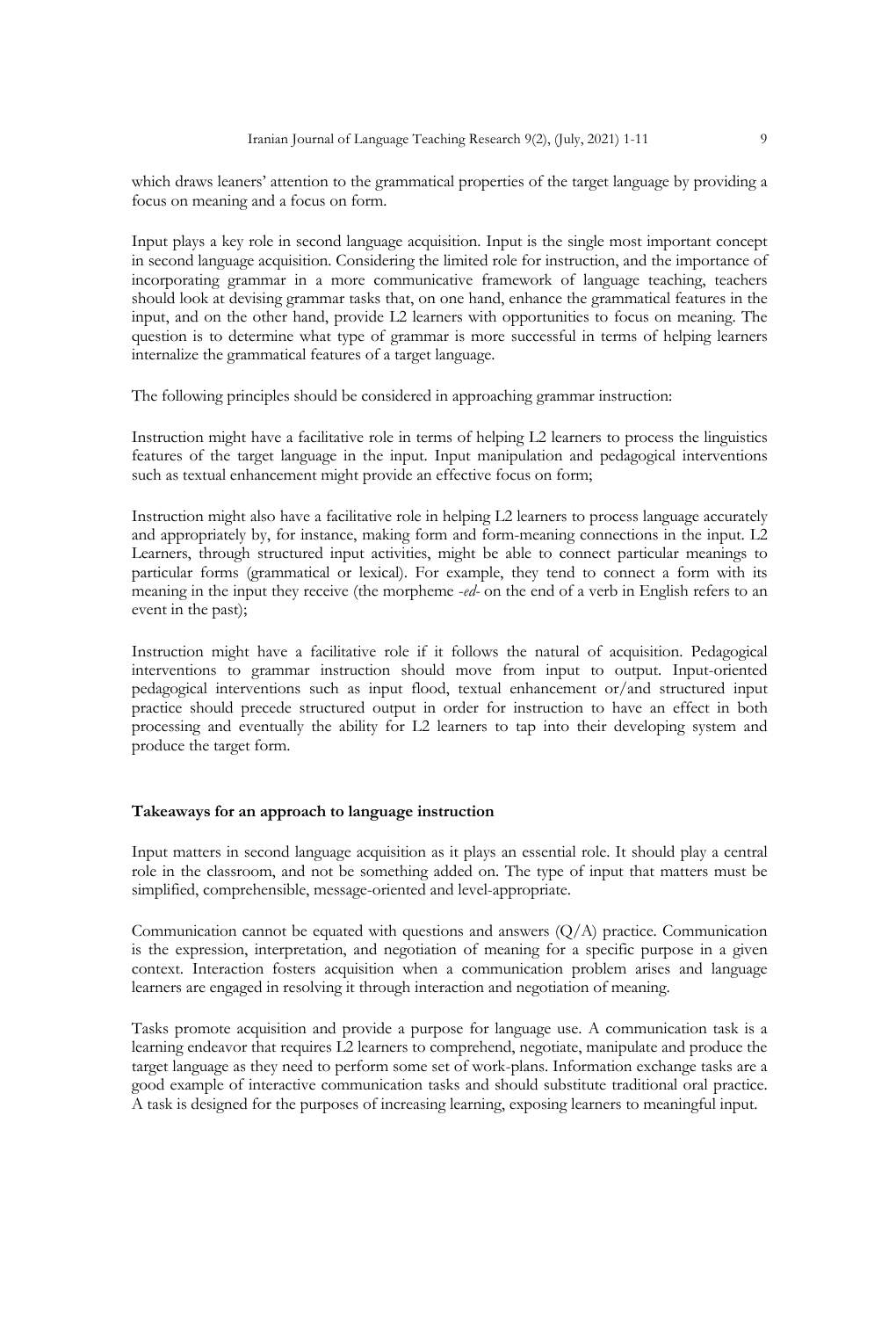which draws leaners' attention to the grammatical properties of the target language by providing a focus on meaning and a focus on form.

Input plays a key role in second language acquisition. Input is the single most important concept in second language acquisition. Considering the limited role for instruction, and the importance of incorporating grammar in a more communicative framework of language teaching, teachers should look at devising grammar tasks that, on one hand, enhance the grammatical features in the input, and on the other hand, provide L2 learners with opportunities to focus on meaning. The question is to determine what type of grammar is more successful in terms of helping learners internalize the grammatical features of a target language.

The following principles should be considered in approaching grammar instruction:

Instruction might have a facilitative role in terms of helping L2 learners to process the linguistics features of the target language in the input. Input manipulation and pedagogical interventions such as textual enhancement might provide an effective focus on form;

Instruction might also have a facilitative role in helping L2 learners to process language accurately and appropriately by, for instance, making form and form-meaning connections in the input. L2 Learners, through structured input activities, might be able to connect particular meanings to particular forms (grammatical or lexical). For example, they tend to connect a form with its meaning in the input they receive (the morpheme *-ed-* on the end of a verb in English refers to an event in the past);

Instruction might have a facilitative role if it follows the natural of acquisition. Pedagogical interventions to grammar instruction should move from input to output. Input-oriented pedagogical interventions such as input flood, textual enhancement or/and structured input practice should precede structured output in order for instruction to have an effect in both processing and eventually the ability for L2 learners to tap into their developing system and produce the target form.

**Takeaways for an approach to language instruction**

Input matters in second language acquisition as it plays an essential role. It should play a central role in the classroom, and not be something added on. The type of input that matters must be simplified, comprehensible, message-oriented and level-appropriate.

Communication cannot be equated with questions and answers (Q/A) practice. Communication is the expression, interpretation, and negotiation of meaning for a specific purpose in a given context. Interaction fosters acquisition when a communication problem arises and language learners are engaged in resolving it through interaction and negotiation of meaning.

Tasks promote acquisition and provide a purpose for language use. A communication task is a learning endeavor that requires L2 learners to comprehend, negotiate, manipulate and produce the target language as they need to perform some set of work-plans. Information exchange tasks are a good example of interactive communication tasks and should substitute traditional oral practice. A task is designed for the purposes of increasing learning, exposing learners to meaningful input.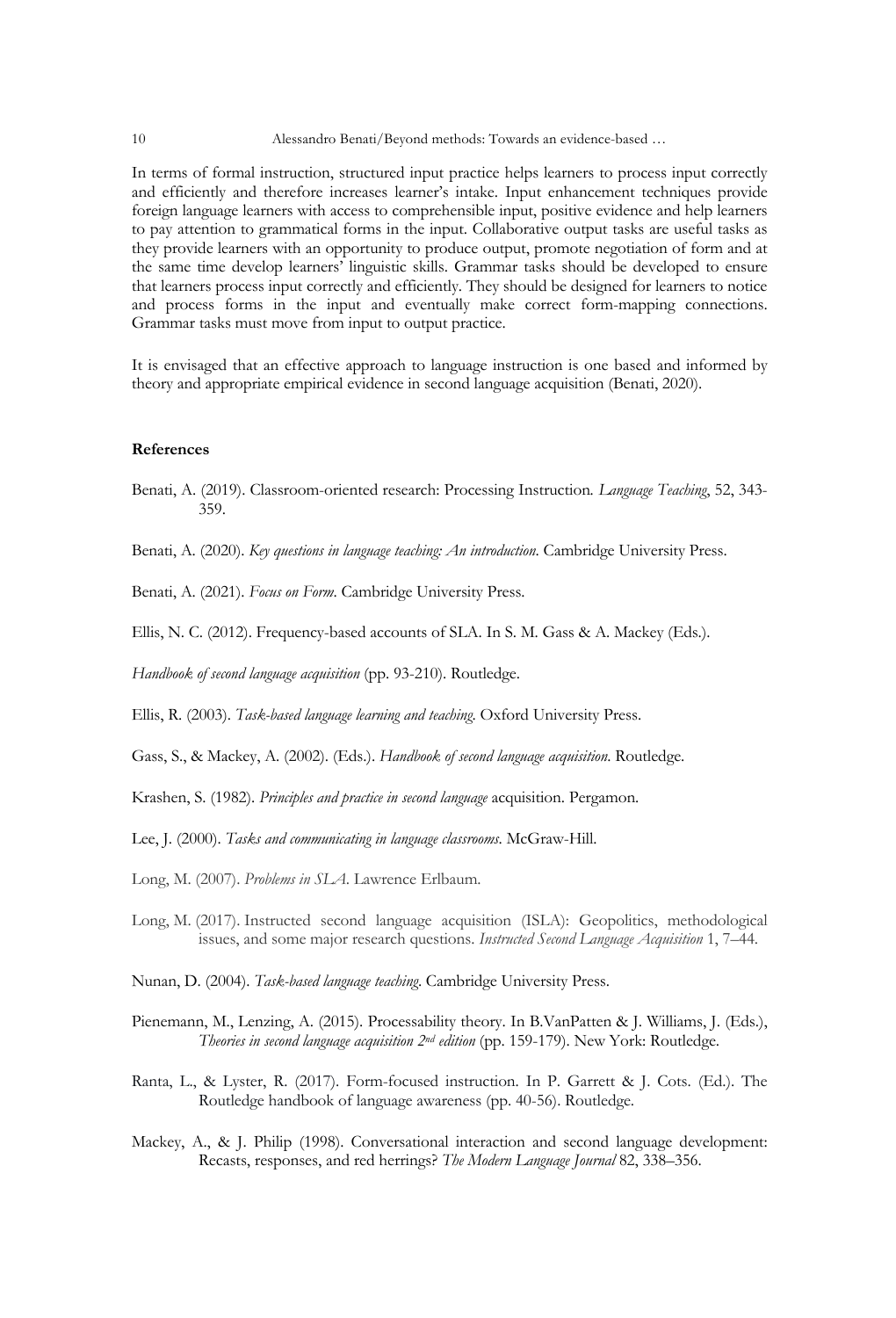In terms of formal instruction, structured input practice helps learners to process input correctly and efficiently and therefore increases learner's intake. Input enhancement techniques provide foreign language learners with access to comprehensible input, positive evidence and help learners to pay attention to grammatical forms in the input. Collaborative output tasks are useful tasks as they provide learners with an opportunity to produce output, promote negotiation of form and at the same time develop learners' linguistic skills. Grammar tasks should be developed to ensure that learners process input correctly and efficiently. They should be designed for learners to notice and process forms in the input and eventually make correct form-mapping connections. Grammar tasks must move from input to output practice.

It is envisaged that an effective approach to language instruction is one based and informed by theory and appropriate empirical evidence in second language acquisition (Benati, 2020).

## References

Benati, A. (2019). Classroom-oriented research: Processing Instruction. *Language Teaching*, 52, 343-359.

Benati, A. (2020). *Key questions in language teaching: An introduction*. Cambridge University Press.

Benati, A. (2021). *Focus on Form*. Cambridge University Press.

Ellis, N. C. (2012). Frequency-based accounts of SLA. In S. M. Gass & A. Mackey (Eds.).

*Handbook of second language acquisition* (pp. 93-210). Routledge.

Ellis, R. (2003). *Task-based language learning and teaching*. Oxford University Press.

Gass, S., & Mackey, A. (2002). (Eds.). *Handbook of second language acquisition*. Routledge.

Krashen, S. (1982). *Principles and practice in second language* acquisition. Pergamon.

Lee, J. (2000). *Tasks and communicating in language classrooms*. McGraw-Hill.

Long, M. (2007). *Problems in SLA*. Lawrence Erlbaum.

Long, M. (2017). Instructed second language acquisition (ISLA): Geopolitics, methodological issues, and some major research questions. *Instructed Second Language Acquisition* 1, 7–44.

Nunan, D. (2004). *Task-based language teaching*. Cambridge University Press.

Pienemann, M., Lenzing, A. (2015). Processability theory. In B.VanPatten & J. Williams, J. (Eds.), *Theories in second language acquisition 2nd edition* (pp. 159-179). New York: Routledge.

Ranta, L., & Lyster, R. (2017). Form-focused instruction. In P. Garrett & J. Cots. (Ed.). The Routledge handbook of language awareness (pp. 40-56). Routledge.

Mackey, A., & J. Philip (1998). Conversational interaction and second language development: Recasts, responses, and red herrings? *The Modern Language Journal* 82, 338–356.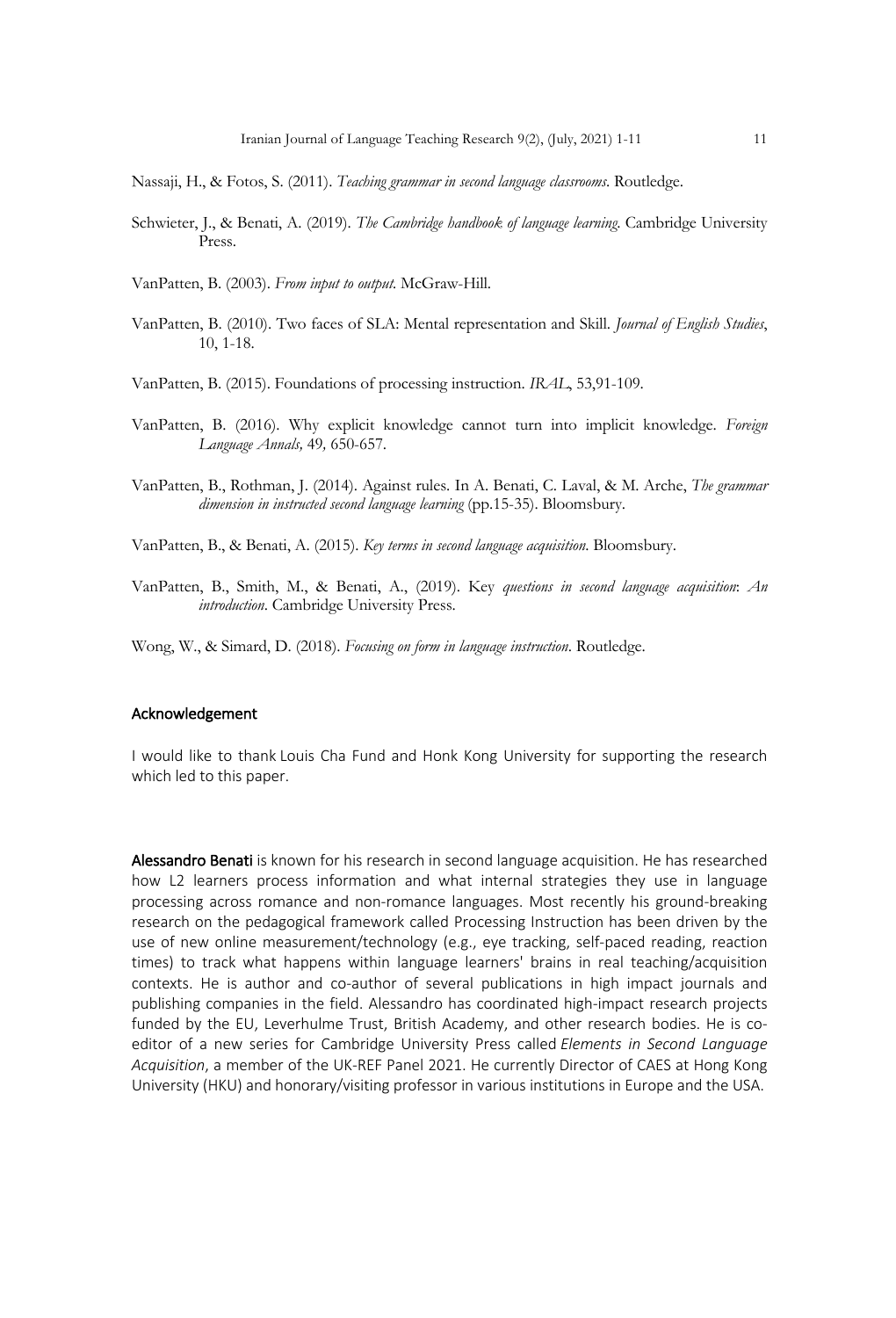Nassaji, H., & Fotos, S. (2011). *Teaching grammar in second language classrooms*. Routledge.

Schwieter, J., & Benati, A. (2019). *The Cambridge handbook of language learning*. Cambridge University Press.

VanPatten, B. (2003). *From input to output*. McGraw-Hill.

VanPatten, B. (2010). Two faces of SLA: Mental representation and Skill. *Journal of English Studies*, 10, 1-18.

VanPatten, B. (2015). Foundations of processing instruction. *IRAL*, 53,91-109.

VanPatten, B. (2016). Why explicit knowledge cannot turn into implicit knowledge. *Foreign Language Annals,* 49*,* 650-657.

VanPatten, B., Rothman, J. (2014). Against rules. In A. Benati, C. Laval, & M. Arche, *The grammar dimension in instructed second language learning* (pp.15-35). Bloomsbury.

VanPatten, B., & Benati, A. (2015). *Key terms in second language acquisition*. Bloomsbury.

VanPatten, B., Smith, M., & Benati, A., (2019). Key *questions in second language acquisition*: *An introduction*. Cambridge University Press.

Wong, W., & Simard, D. (2018). *Focusing on form in language instruction*. Routledge.

## Acknowledgement

I would like to thank Louis Cha Fund and Honk Kong University for supporting the research which led to this paper.

**Alessandro Benati** is known for his research in second language acquisition. He has researched how L2 learners process information and what internal strategies they use in language processing across romance and non-romance languages. Most recently his ground-breaking research on the pedagogical framework called Processing Instruction has been driven by the use of new online measurement/technology (e.g., eye tracking, self-paced reading, reaction times) to track what happens within language learners' brains in real teaching/acquisition contexts. He is author and co-author of several publications in high impact journals and publishing companies in the field. Alessandro has coordinated high-impact research projects funded by the EU, Leverhulme Trust, British Academy, and other research bodies. He is co-editor of a new series for Cambridge University Press called *Elements in Second Language Acquisition*, a member of the UK-REF Panel 2021. He currently Director of CAES at Hong Kong University (HKU) and honorary/visiting professor in various institutions in Europe and the USA.